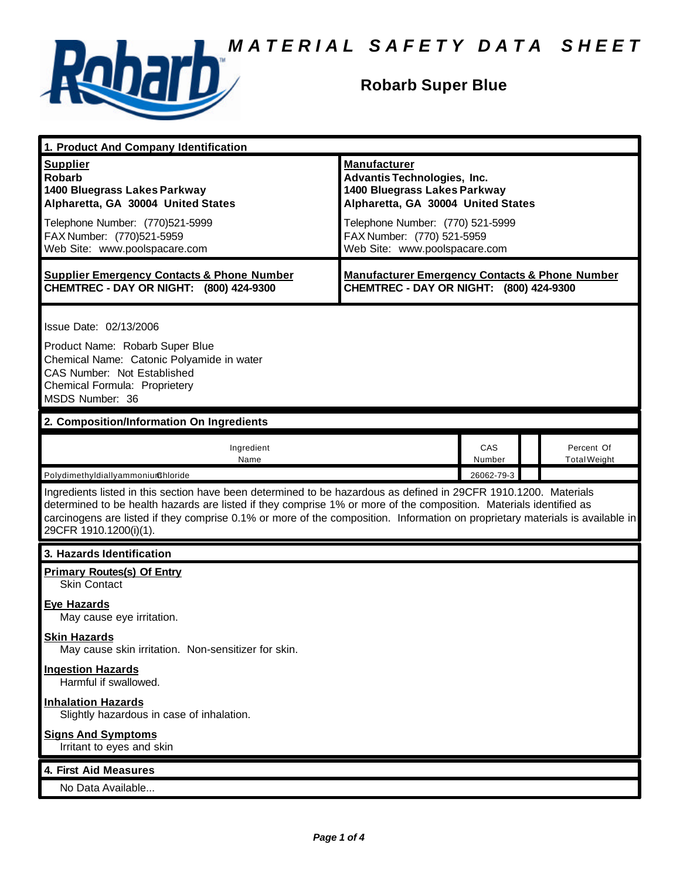# MATERIAL SAFETY DATA SHEET

## Robarb Super Blue

## 1. Product And Company Identification

| **Supplier** | **Manufacturer** |
|---|---|
| **Robarb**<br>**1400 Bluegrass Lakes Parkway**<br>**Alpharetta, GA 30004 United States** | **Advantis Technologies, Inc.**<br>**1400 Bluegrass Lakes Parkway**<br>**Alpharetta, GA 30004 United States** |
| Telephone Number: (770)521-5999<br>FAX Number: (770)521-5959<br>Web Site: www.poolspacare.com | Telephone Number: (770) 521-5999<br>FAX Number: (770) 521-5959<br>Web Site: www.poolspacare.com |
| **Supplier Emergency Contacts & Phone Number**<br>**CHEMTREC - DAY OR NIGHT: (800) 424-9300** | **Manufacturer Emergency Contacts & Phone Number**<br>**CHEMTREC - DAY OR NIGHT: (800) 424-9300** |

Issue Date: 02/13/2006

Product Name: Robarb Super Blue
Chemical Name: Catonic Polyamide in water
CAS Number: Not Established
Chemical Formula: Proprietery
MSDS Number: 36

## 2. Composition/Information On Ingredients

| Ingredient Name | CAS Number | | Percent Of Total Weight |
|---|---|---|---|
| PolydimethyldiallyammoniumChloride | 26062-79-3 | | |

Ingredients listed in this section have been determined to be hazardous as defined in 29CFR 1910.1200. Materials determined to be health hazards are listed if they comprise 1% or more of the composition. Materials identified as carcinogens are listed if they comprise 0.1% or more of the composition. Information on proprietary materials is available in 29CFR 1910.1200(i)(1).

## 3. Hazards Identification

**Primary Routes(s) Of Entry**
Skin Contact

**Eye Hazards**
May cause eye irritation.

**Skin Hazards**
May cause skin irritation. Non-sensitizer for skin.

**Ingestion Hazards**
Harmful if swallowed.

**Inhalation Hazards**
Slightly hazardous in case of inhalation.

**Signs And Symptoms**
Irritant to eyes and skin

## 4. First Aid Measures

No Data Available...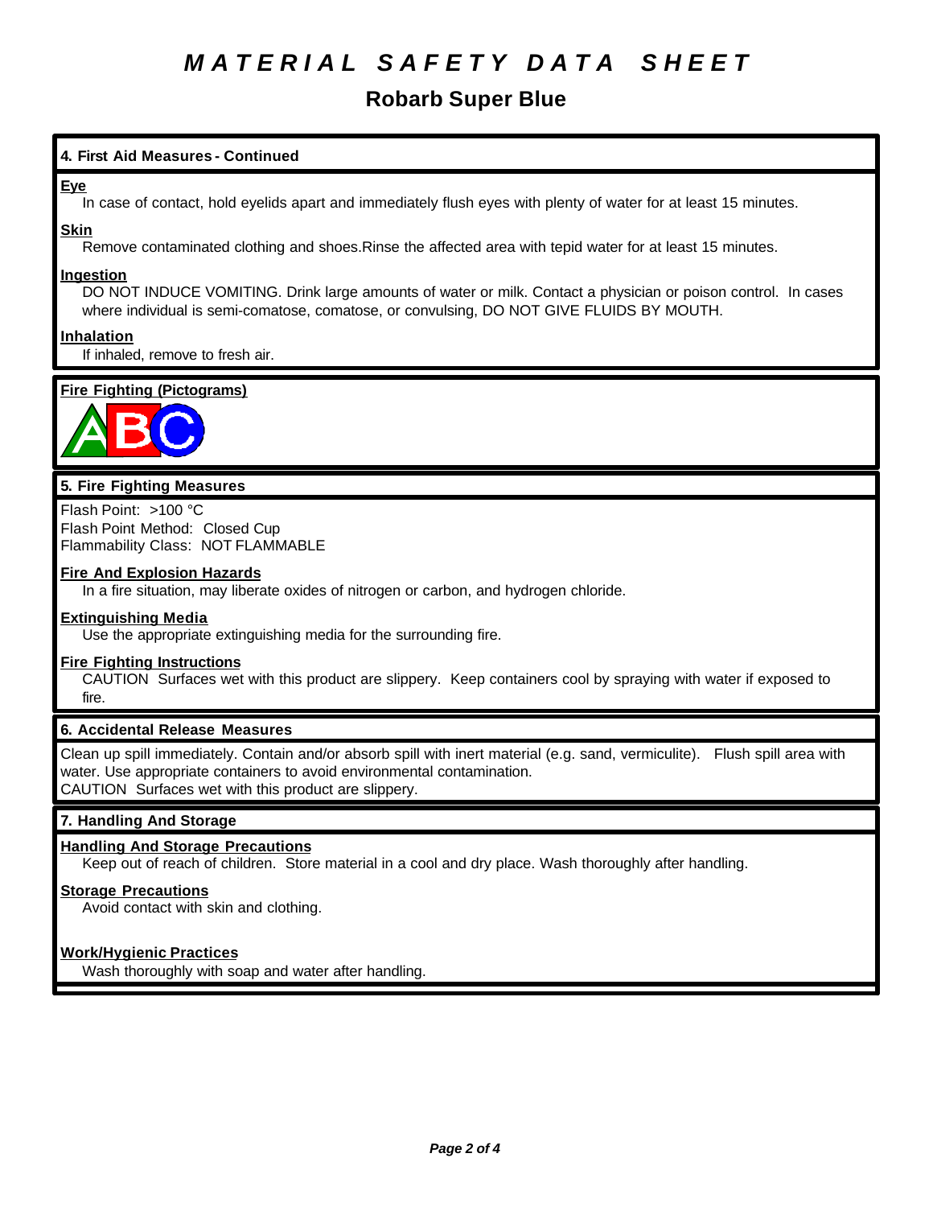# MATERIAL SAFETY DATA SHEET

## Robarb Super Blue

### 4. First Aid Measures - Continued

**Eye**

In case of contact, hold eyelids apart and immediately flush eyes with plenty of water for at least 15 minutes.

**Skin**

Remove contaminated clothing and shoes.Rinse the affected area with tepid water for at least 15 minutes.

**Ingestion**

DO NOT INDUCE VOMITING. Drink large amounts of water or milk. Contact a physician or poison control. In cases where individual is semi-comatose, comatose, or convulsing, DO NOT GIVE FLUIDS BY MOUTH.

**Inhalation**

If inhaled, remove to fresh air.

**Fire Fighting (Pictograms)**

### 5. Fire Fighting Measures

Flash Point: >100 °C
Flash Point Method: Closed Cup
Flammability Class: NOT FLAMMABLE

**Fire And Explosion Hazards**

In a fire situation, may liberate oxides of nitrogen or carbon, and hydrogen chloride.

**Extinguishing Media**

Use the appropriate extinguishing media for the surrounding fire.

**Fire Fighting Instructions**

CAUTION Surfaces wet with this product are slippery. Keep containers cool by spraying with water if exposed to fire.

### 6. Accidental Release Measures

Clean up spill immediately. Contain and/or absorb spill with inert material (e.g. sand, vermiculite). Flush spill area with water. Use appropriate containers to avoid environmental contamination.
CAUTION Surfaces wet with this product are slippery.

### 7. Handling And Storage

**Handling And Storage Precautions**

Keep out of reach of children. Store material in a cool and dry place. Wash thoroughly after handling.

**Storage Precautions**

Avoid contact with skin and clothing.

**Work/Hygienic Practices**

Wash thoroughly with soap and water after handling.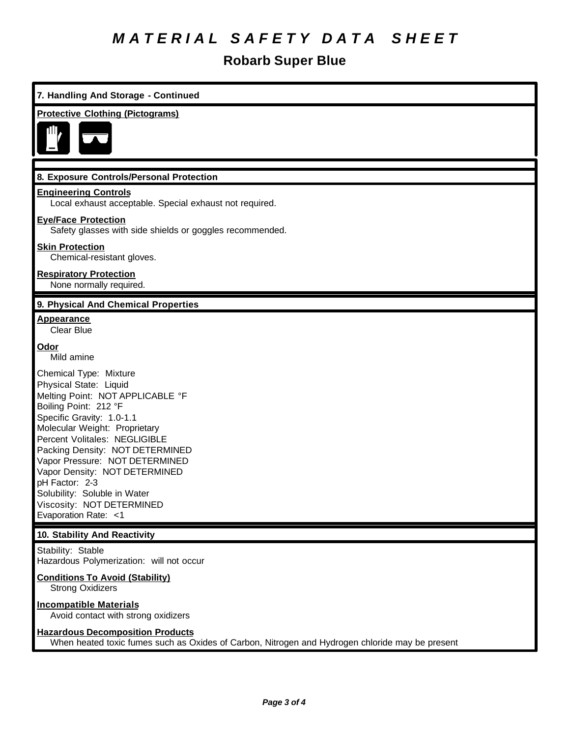# *MATERIAL SAFETY DATA SHEET*

## Robarb Super Blue

### 7. Handling And Storage - Continued

**Protective Clothing (Pictograms)**

### 8. Exposure Controls/Personal Protection

**Engineering Controls**
Local exhaust acceptable. Special exhaust not required.

**Eye/Face Protection**
Safety glasses with side shields or goggles recommended.

**Skin Protection**
Chemical-resistant gloves.

**Respiratory Protection**
None normally required.

### 9. Physical And Chemical Properties

**Appearance**
Clear Blue

**Odor**
Mild amine

Chemical Type: Mixture
Physical State: Liquid
Melting Point: NOT APPLICABLE °F
Boiling Point: 212 °F
Specific Gravity: 1.0-1.1
Molecular Weight: Proprietary
Percent Volitales: NEGLIGIBLE
Packing Density: NOT DETERMINED
Vapor Pressure: NOT DETERMINED
Vapor Density: NOT DETERMINED
pH Factor: 2-3
Solubility: Soluble in Water
Viscosity: NOT DETERMINED
Evaporation Rate: <1

### 10. Stability And Reactivity

Stability: Stable
Hazardous Polymerization: will not occur

**Conditions To Avoid (Stability)**
Strong Oxidizers

**Incompatible Materials**
Avoid contact with strong oxidizers

**Hazardous Decomposition Products**
When heated toxic fumes such as Oxides of Carbon, Nitrogen and Hydrogen chloride may be present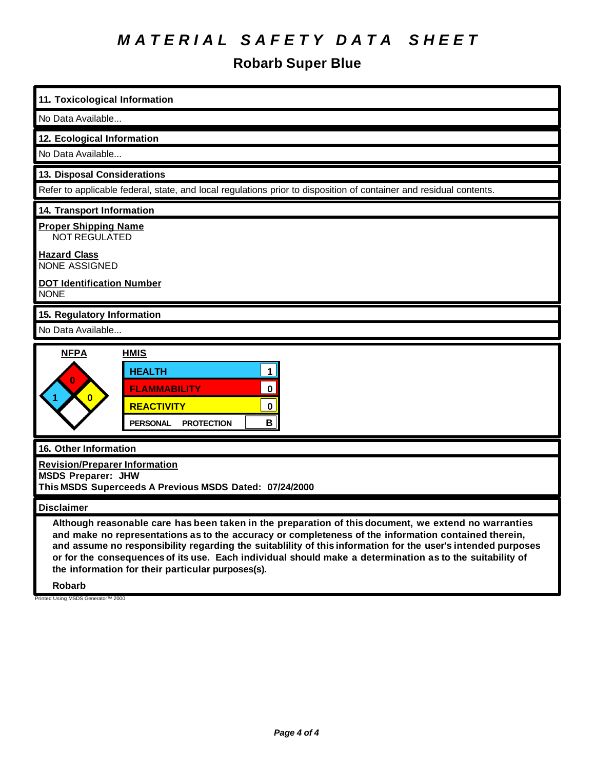# MATERIAL SAFETY DATA SHEET

## Robarb Super Blue

### 11. Toxicological Information

No Data Available...

### 12. Ecological Information

No Data Available...

### 13. Disposal Considerations

Refer to applicable federal, state, and local regulations prior to disposition of container and residual contents.

### 14. Transport Information

**Proper Shipping Name**
NOT REGULATED

**Hazard Class**
NONE ASSIGNED

**DOT Identification Number**
NONE

### 15. Regulatory Information

No Data Available...

**NFPA**

0
1 0

**HMIS**

| | |
|---|---|
| HEALTH | 1 |
| FLAMMABILITY | 0 |
| REACTIVITY | 0 |
| PERSONAL PROTECTION | B |

### 16. Other Information

**Revision/Preparer Information**
**MSDS Preparer: JHW**
**This MSDS Superceeds A Previous MSDS Dated: 07/24/2000**

**Disclaimer**

**Although reasonable care has been taken in the preparation of this document, we extend no warranties and make no representations as to the accuracy or completeness of the information contained therein, and assume no responsibility regarding the suitablility of this information for the user's intended purposes or for the consequences of its use. Each individual should make a determination as to the suitability of the information for their particular purposes(s).**

**Robarb**

Printed Using MSDS Generator™ 2000